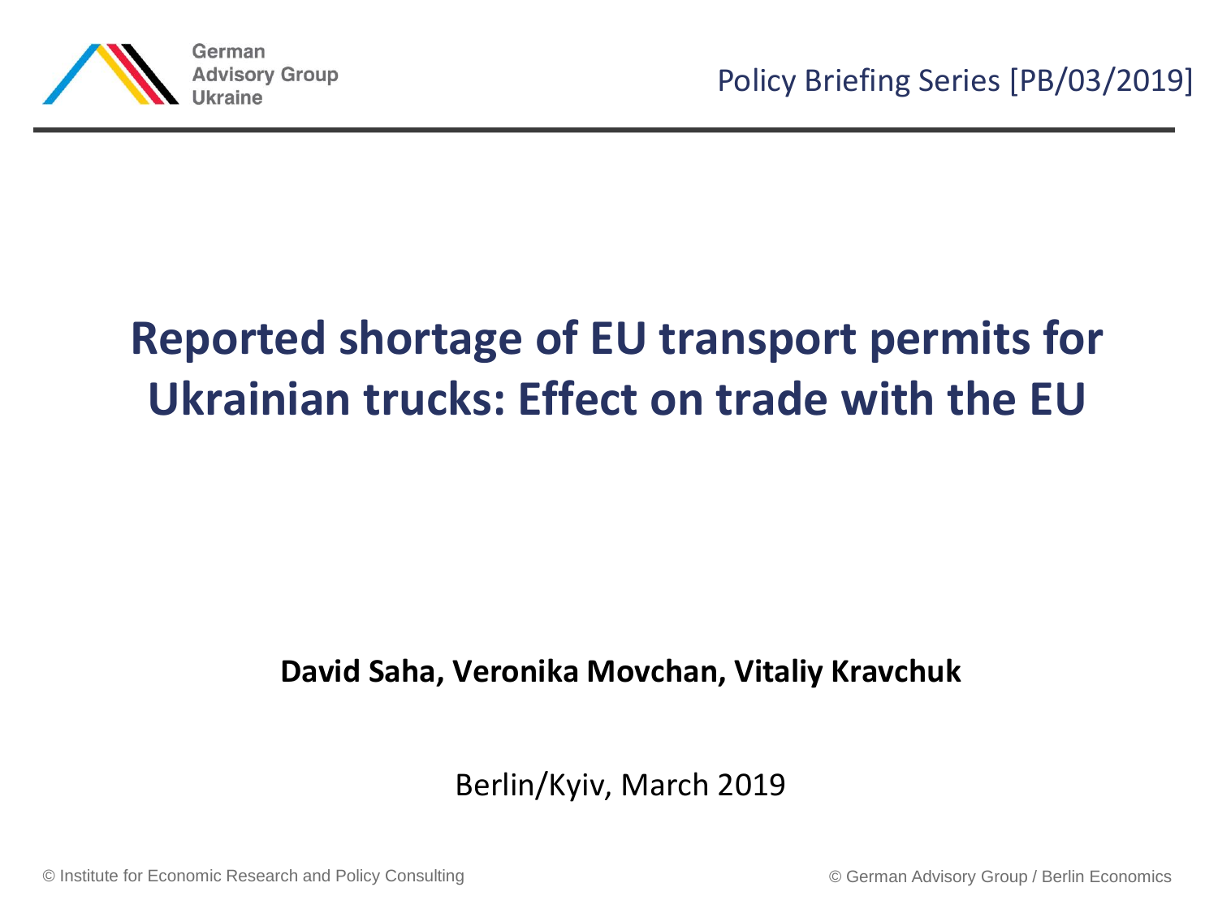German Advisory Group Ukraine

Policy Briefing Series [PB/03/2019]

# Reported shortage of EU transport permits for Ukrainian trucks: Effect on trade with the EU

**David Saha, Veronika Movchan, Vitaliy Kravchuk**

Berlin/Kyiv, March 2019

© Institute for Economic Research and Policy Consulting

© German Advisory Group / Berlin Economics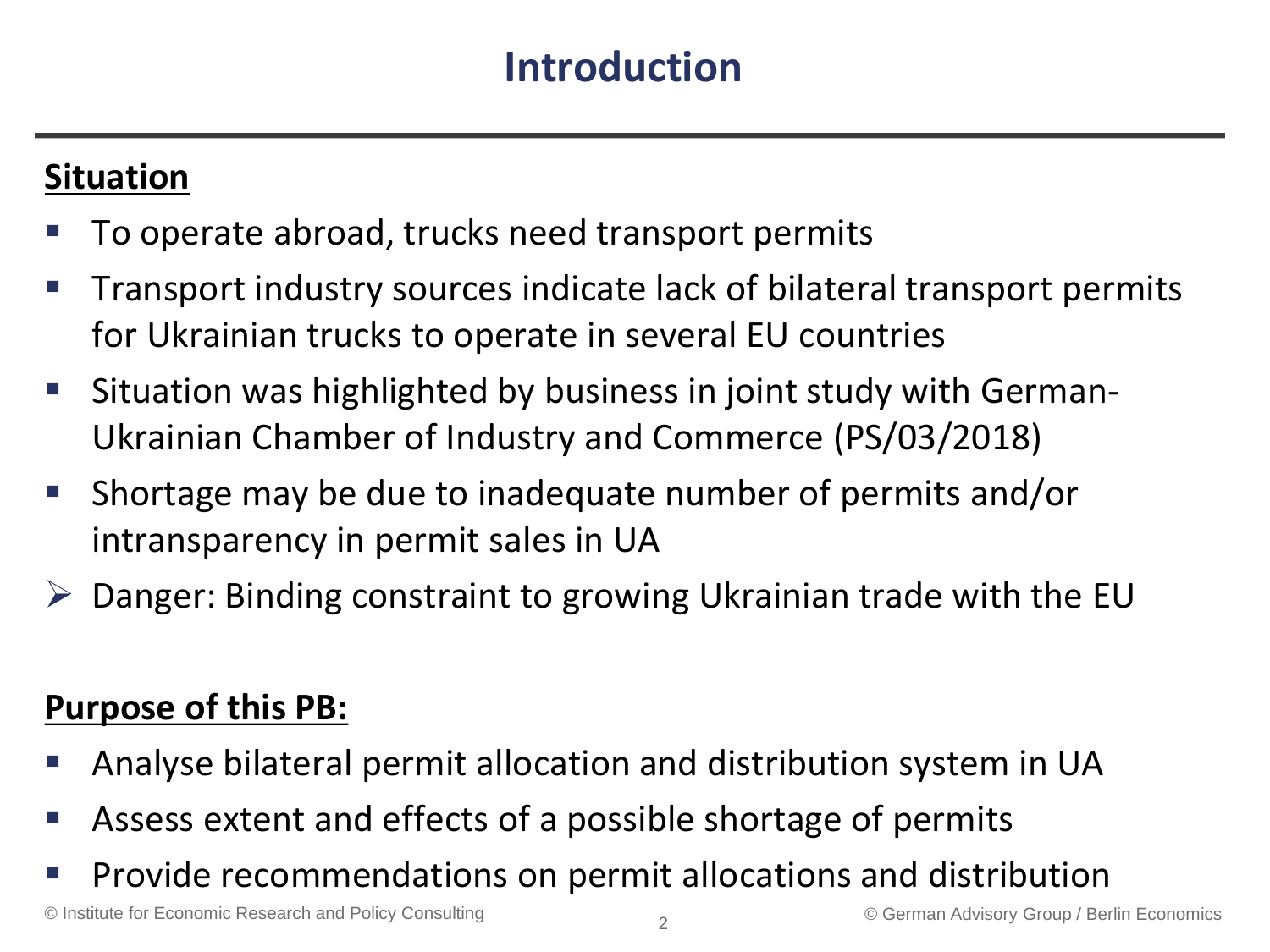# Introduction

**Situation**

- To operate abroad, trucks need transport permits
- Transport industry sources indicate lack of bilateral transport permits for Ukrainian trucks to operate in several EU countries
- Situation was highlighted by business in joint study with German-Ukrainian Chamber of Industry and Commerce (PS/03/2018)
- Shortage may be due to inadequate number of permits and/or intransparency in permit sales in UA

➢ Danger: Binding constraint to growing Ukrainian trade with the EU

**Purpose of this PB:**

- Analyse bilateral permit allocation and distribution system in UA
- Assess extent and effects of a possible shortage of permits
- Provide recommendations on permit allocations and distribution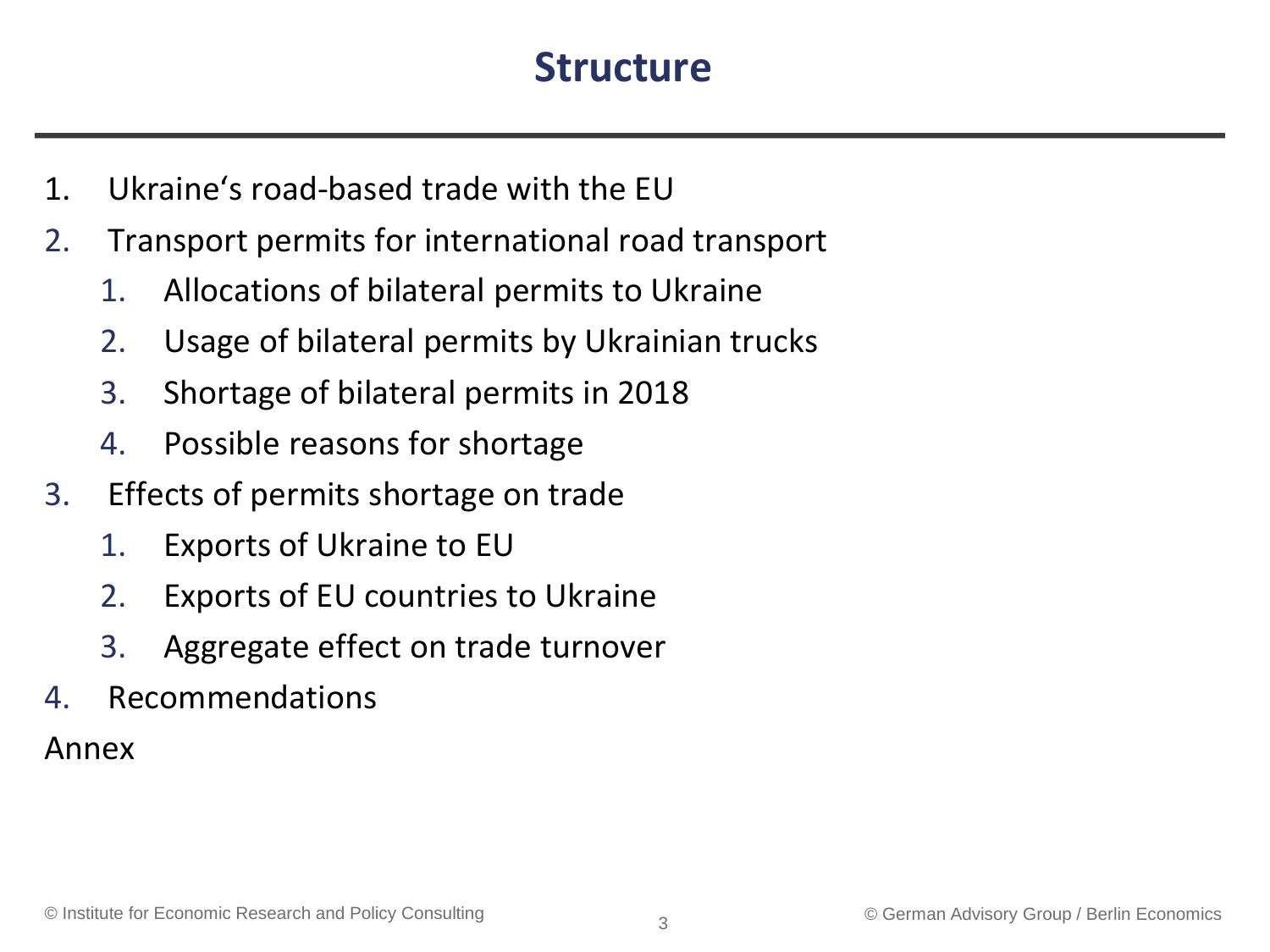# Structure

1. Ukraine‘s road-based trade with the EU
2. Transport permits for international road transport
    1. Allocations of bilateral permits to Ukraine
    2. Usage of bilateral permits by Ukrainian trucks
    3. Shortage of bilateral permits in 2018
    4. Possible reasons for shortage
3. Effects of permits shortage on trade
    1. Exports of Ukraine to EU
    2. Exports of EU countries to Ukraine
    3. Aggregate effect on trade turnover
4. Recommendations

Annex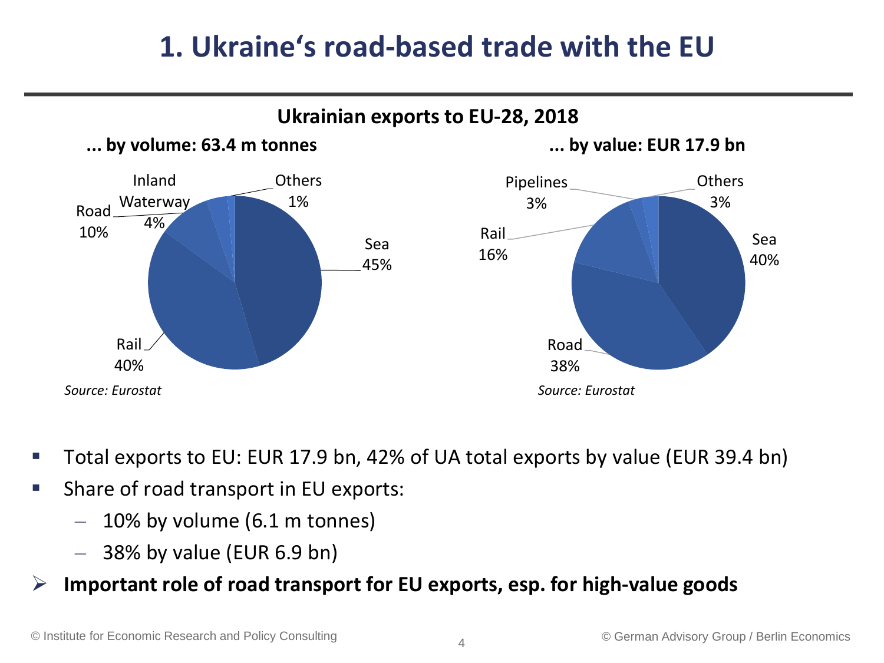# 1. Ukraine‘s road-based trade with the EU

**Ukrainian exports to EU-28, 2018**

**... by volume: 63.4 m tonnes**

| Mode | Share |
|---|---|
| Sea | 45% |
| Rail | 40% |
| Road | 10% |
| Inland Waterway | 4% |
| Others | 1% |

*Source: Eurostat*

**... by value: EUR 17.9 bn**

| Mode | Share |
|---|---|
| Sea | 40% |
| Road | 38% |
| Rail | 16% |
| Pipelines | 3% |
| Others | 3% |

*Source: Eurostat*

- Total exports to EU: EUR 17.9 bn, 42% of UA total exports by value (EUR 39.4 bn)
- Share of road transport in EU exports:
  - 10% by volume (6.1 m tonnes)
  - 38% by value (EUR 6.9 bn)

➢ **Important role of road transport for EU exports, esp. for high-value goods**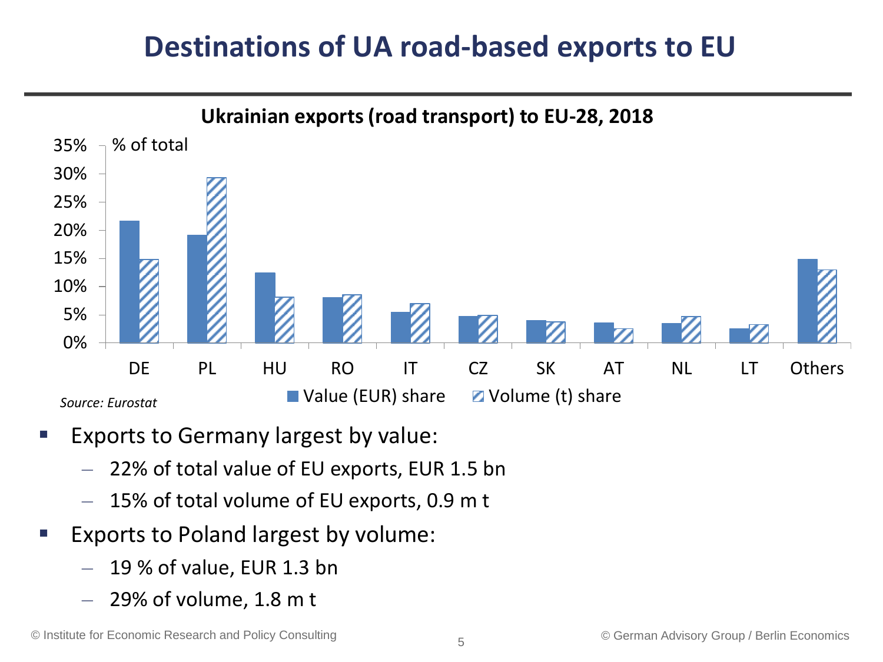# Destinations of UA road-based exports to EU

**Ukrainian exports (road transport) to EU-28, 2018**

*Source: Eurostat*

- Exports to Germany largest by value:
  - 22% of total value of EU exports, EUR 1.5 bn
  - 15% of total volume of EU exports, 0.9 m t
- Exports to Poland largest by volume:
  - 19 % of value, EUR 1.3 bn
  - 29% of volume, 1.8 m t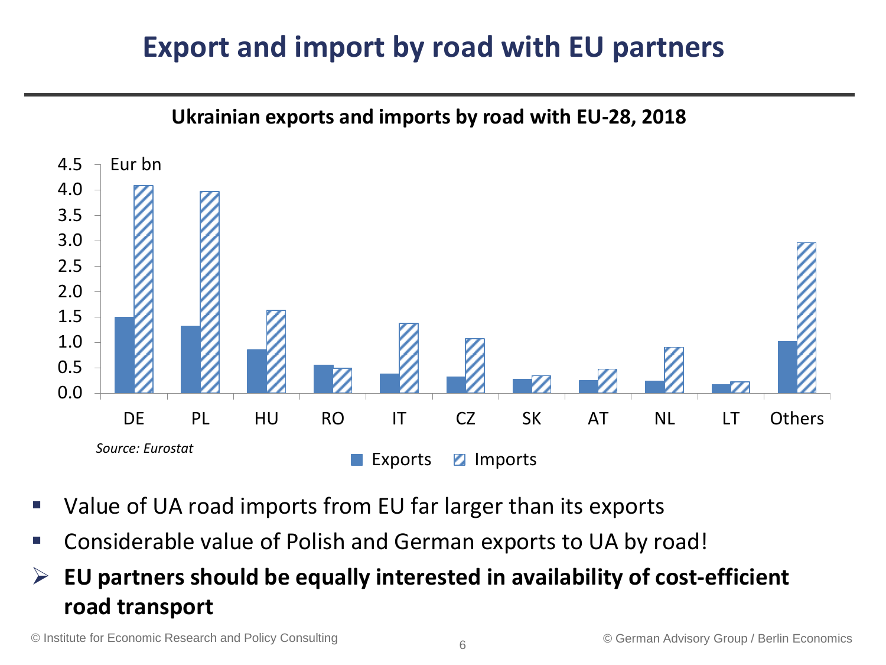# Export and import by road with EU partners

**Ukrainian exports and imports by road with EU-28, 2018**

*Source: Eurostat*

- Value of UA road imports from EU far larger than its exports
- Considerable value of Polish and German exports to UA by road!
- **EU partners should be equally interested in availability of cost-efficient road transport**

© Institute for Economic Research and Policy Consulting

© German Advisory Group / Berlin Economics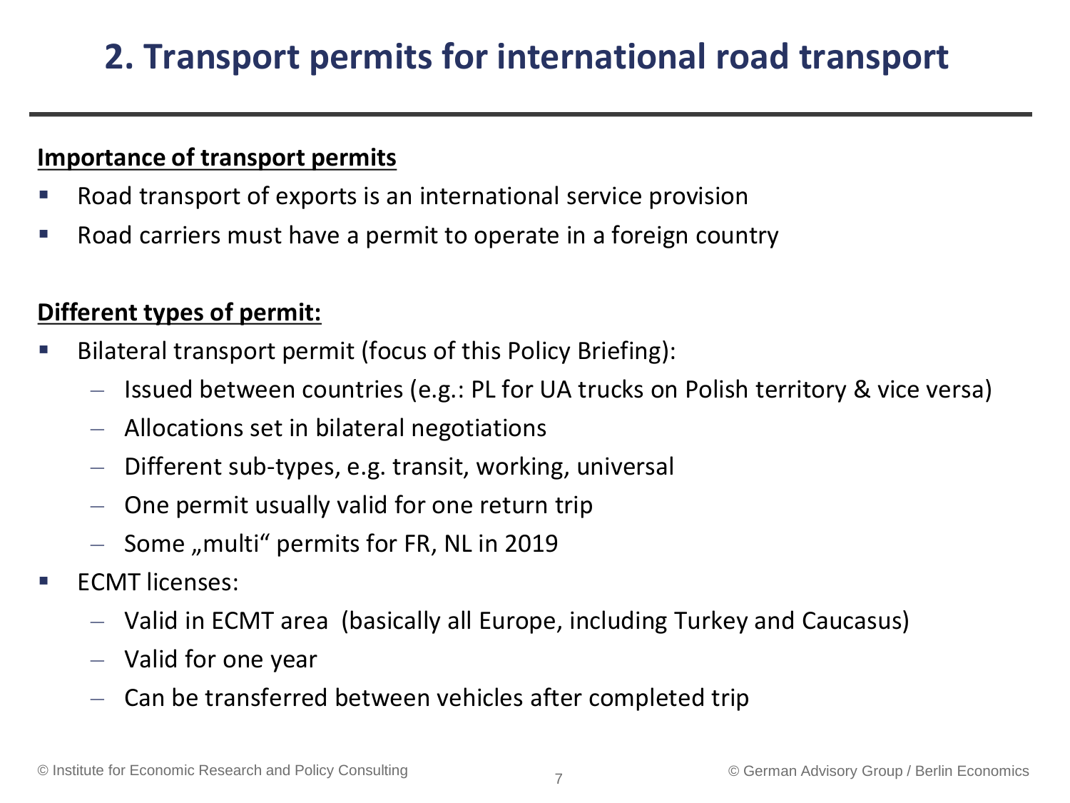# 2. Transport permits for international road transport

**Importance of transport permits**

- Road transport of exports is an international service provision
- Road carriers must have a permit to operate in a foreign country

**Different types of permit:**

- Bilateral transport permit (focus of this Policy Briefing):
  - Issued between countries (e.g.: PL for UA trucks on Polish territory & vice versa)
  - Allocations set in bilateral negotiations
  - Different sub-types, e.g. transit, working, universal
  - One permit usually valid for one return trip
  - Some „multi" permits for FR, NL in 2019
- ECMT licenses:
  - Valid in ECMT area (basically all Europe, including Turkey and Caucasus)
  - Valid for one year
  - Can be transferred between vehicles after completed trip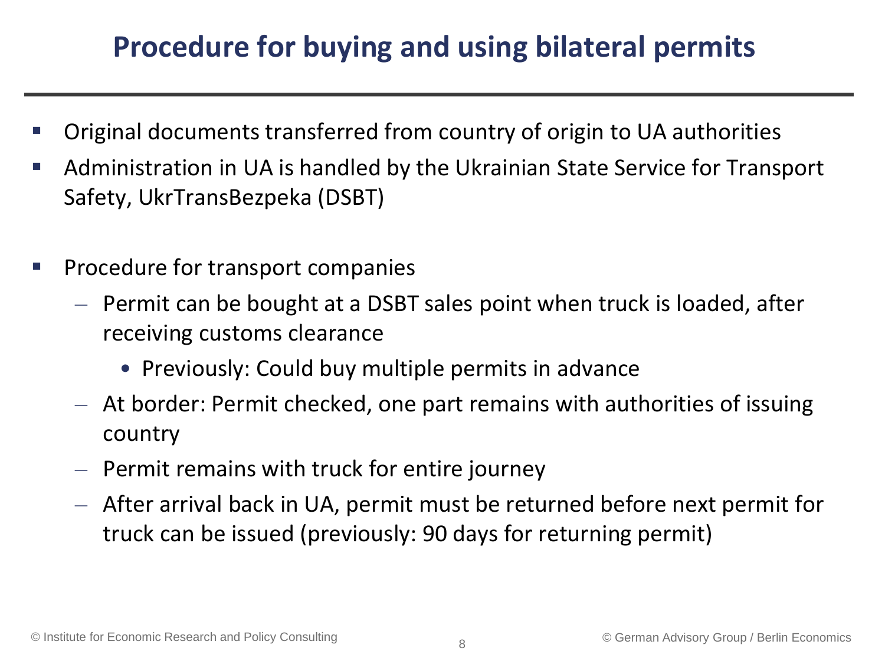# Procedure for buying and using bilateral permits

- Original documents transferred from country of origin to UA authorities
- Administration in UA is handled by the Ukrainian State Service for Transport Safety, UkrTransBezpeka (DSBT)

- Procedure for transport companies
  - Permit can be bought at a DSBT sales point when truck is loaded, after receiving customs clearance
    - Previously: Could buy multiple permits in advance
  - At border: Permit checked, one part remains with authorities of issuing country
  - Permit remains with truck for entire journey
  - After arrival back in UA, permit must be returned before next permit for truck can be issued (previously: 90 days for returning permit)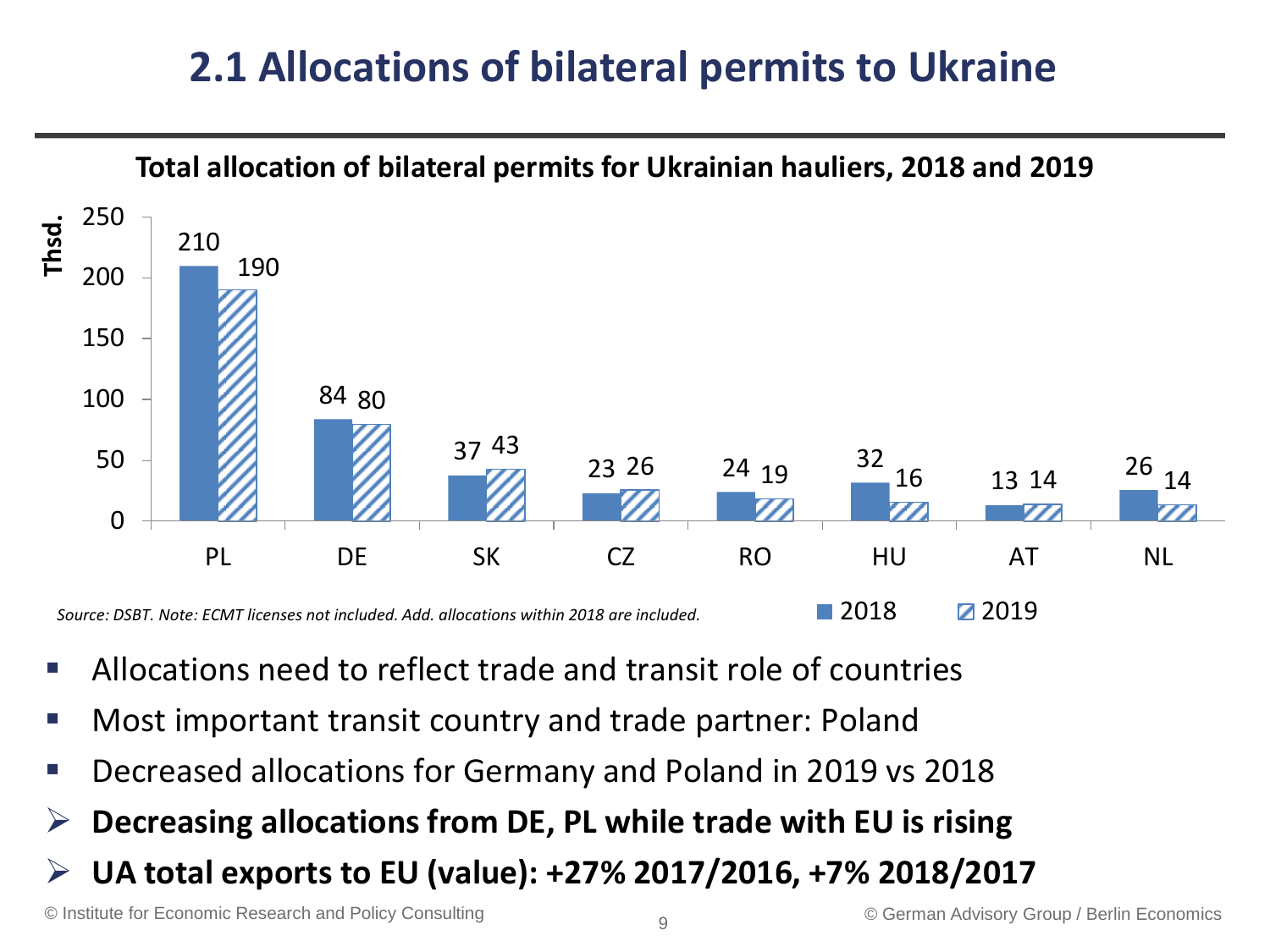# 2.1 Allocations of bilateral permits to Ukraine

**Total allocation of bilateral permits for Ukrainian hauliers, 2018 and 2019**

Thsd.

| | PL | DE | SK | CZ | RO | HU | AT | NL |
|---|---|---|---|---|---|---|---|---|
| 2018 | 210 | 84 | 37 | 23 | 24 | 32 | 13 | 26 |
| 2019 | 190 | 80 | 43 | 26 | 19 | 16 | 14 | 14 |

*Source: DSBT. Note: ECMT licenses not included. Add. allocations within 2018 are included.*

- Allocations need to reflect trade and transit role of countries
- Most important transit country and trade partner: Poland
- Decreased allocations for Germany and Poland in 2019 vs 2018

➢ **Decreasing allocations from DE, PL while trade with EU is rising**

➢ **UA total exports to EU (value): +27% 2017/2016, +7% 2018/2017**

© Institute for Economic Research and Policy Consulting

© German Advisory Group / Berlin Economics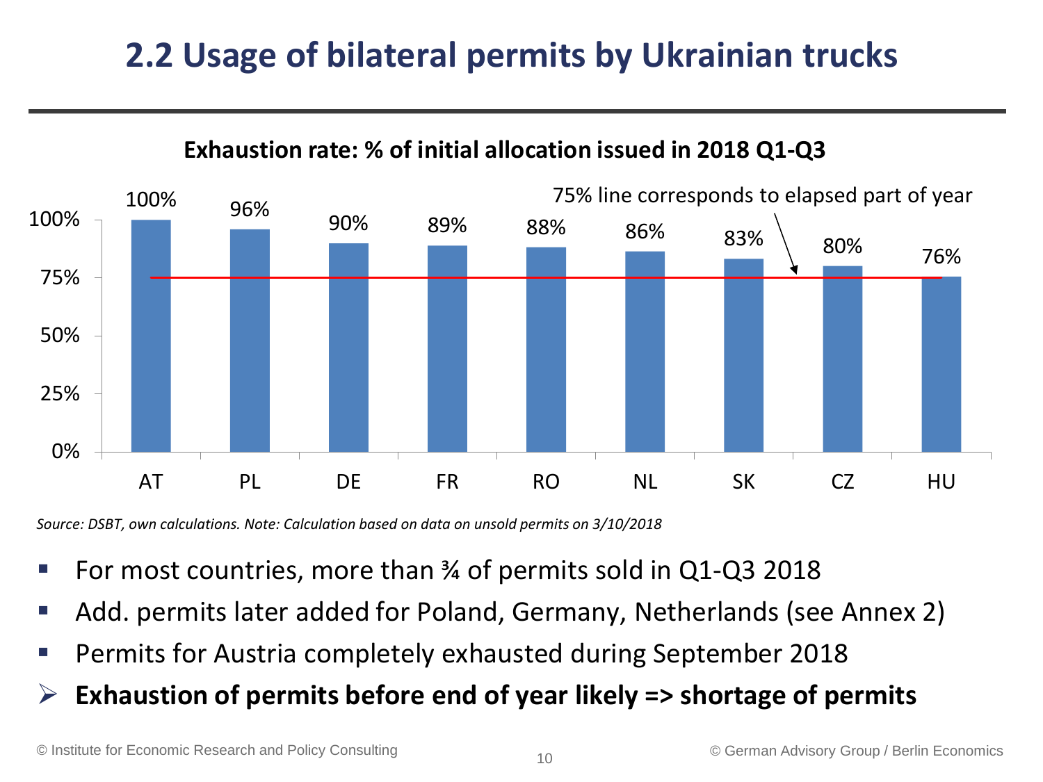# 2.2 Usage of bilateral permits by Ukrainian trucks

**Exhaustion rate: % of initial allocation issued in 2018 Q1-Q3**

| Country | Exhaustion rate |
|---|---|
| AT | 100% |
| PL | 96% |
| DE | 90% |
| FR | 89% |
| RO | 88% |
| NL | 86% |
| SK | 83% |
| CZ | 80% |
| HU | 76% |

75% line corresponds to elapsed part of year

*Source: DSBT, own calculations. Note: Calculation based on data on unsold permits on 3/10/2018*

- For most countries, more than ¾ of permits sold in Q1-Q3 2018
- Add. permits later added for Poland, Germany, Netherlands (see Annex 2)
- Permits for Austria completely exhausted during September 2018
- **Exhaustion of permits before end of year likely => shortage of permits**

© Institute for Economic Research and Policy Consulting

© German Advisory Group / Berlin Economics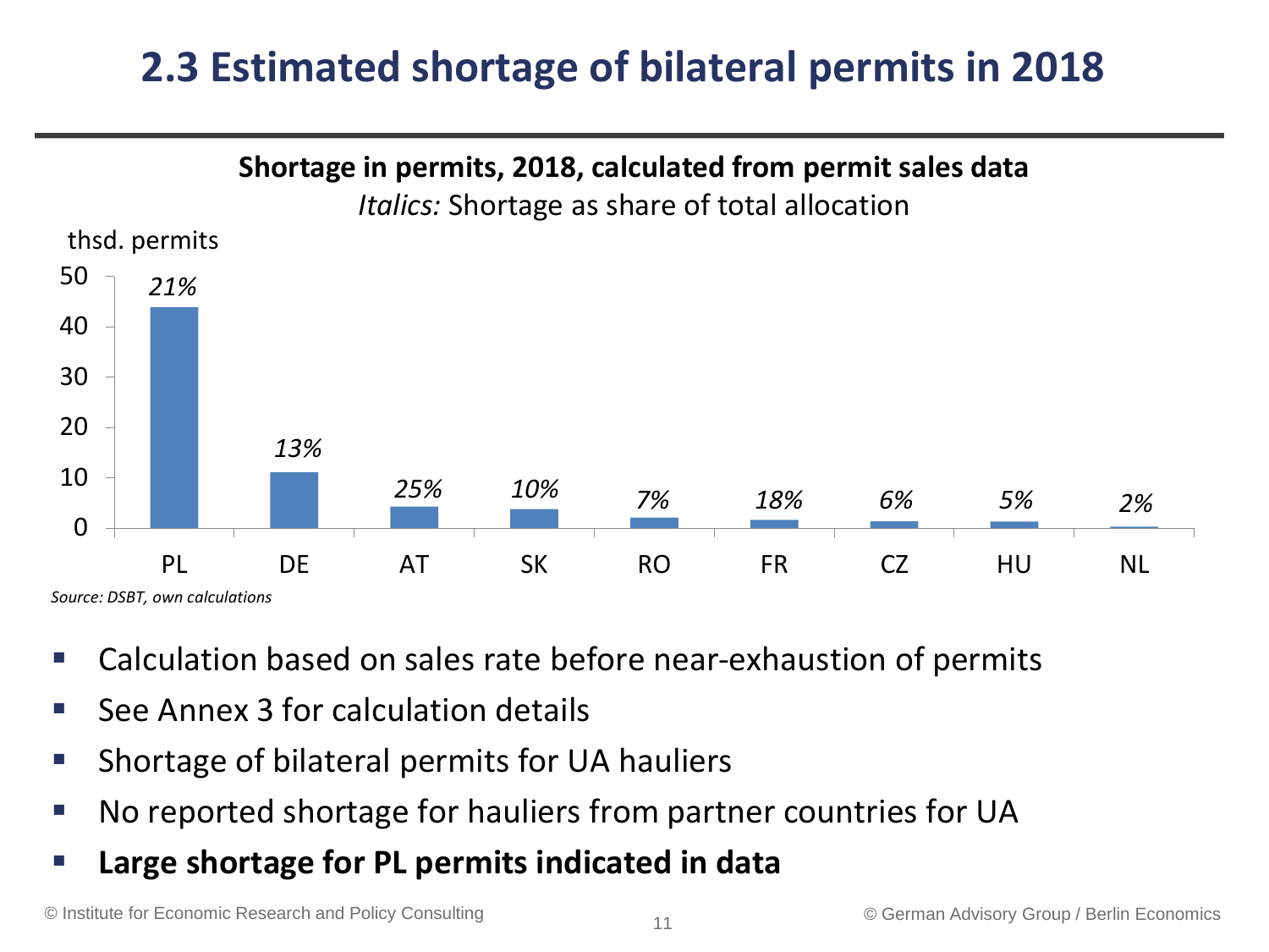# 2.3 Estimated shortage of bilateral permits in 2018

**Shortage in permits, 2018, calculated from permit sales data**

*Italics:* Shortage as share of total allocation

thsd. permits

| Country | Shortage (thsd. permits, approx.) | Shortage as share of total allocation |
|---|---|---|
| PL | ~44 | *21%* |
| DE | ~11 | *13%* |
| AT | ~4 | *25%* |
| SK | ~4 | *10%* |
| RO | ~2 | *7%* |
| FR | ~1.5 | *18%* |
| CZ | ~1 | *6%* |
| HU | ~1 | *5%* |
| NL | ~0.2 | *2%* |

*Source: DSBT, own calculations*

- Calculation based on sales rate before near-exhaustion of permits
- See Annex 3 for calculation details
- Shortage of bilateral permits for UA hauliers
- No reported shortage for hauliers from partner countries for UA
- **Large shortage for PL permits indicated in data**

© Institute for Economic Research and Policy Consulting

© German Advisory Group / Berlin Economics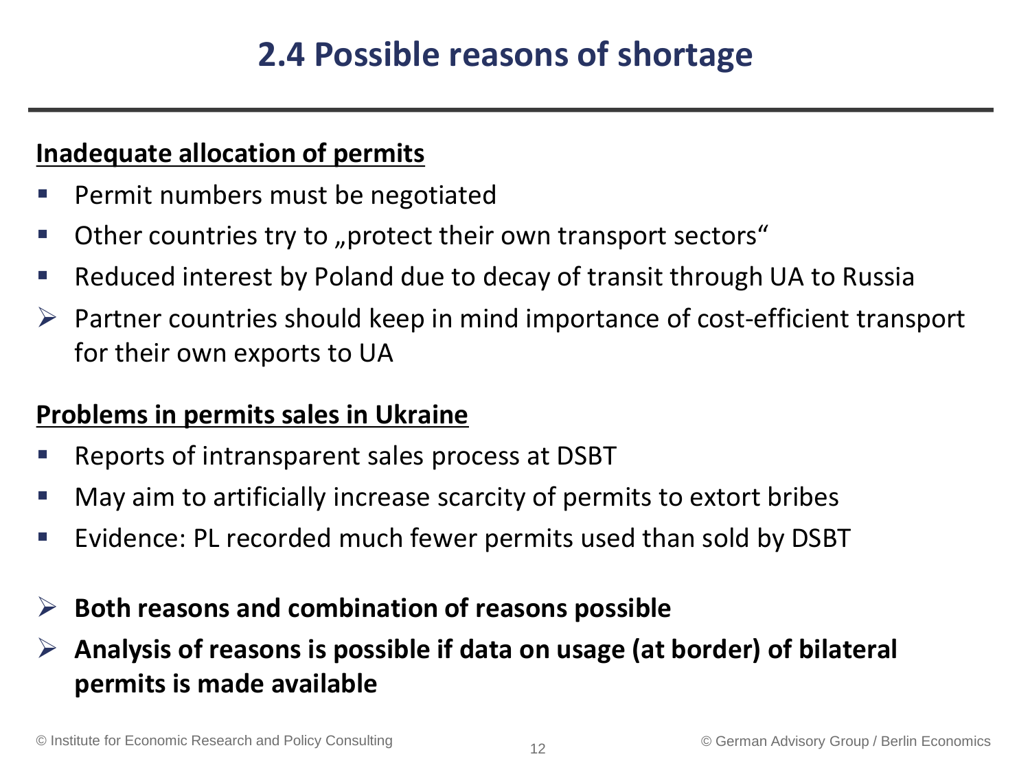# 2.4 Possible reasons of shortage

**Inadequate allocation of permits**

- Permit numbers must be negotiated
- Other countries try to „protect their own transport sectors“
- Reduced interest by Poland due to decay of transit through UA to Russia
- ➢ Partner countries should keep in mind importance of cost-efficient transport for their own exports to UA

**Problems in permits sales in Ukraine**

- Reports of intransparent sales process at DSBT
- May aim to artificially increase scarcity of permits to extort bribes
- Evidence: PL recorded much fewer permits used than sold by DSBT

- ➢ **Both reasons and combination of reasons possible**
- ➢ **Analysis of reasons is possible if data on usage (at border) of bilateral permits is made available**

© Institute for Economic Research and Policy Consulting

© German Advisory Group / Berlin Economics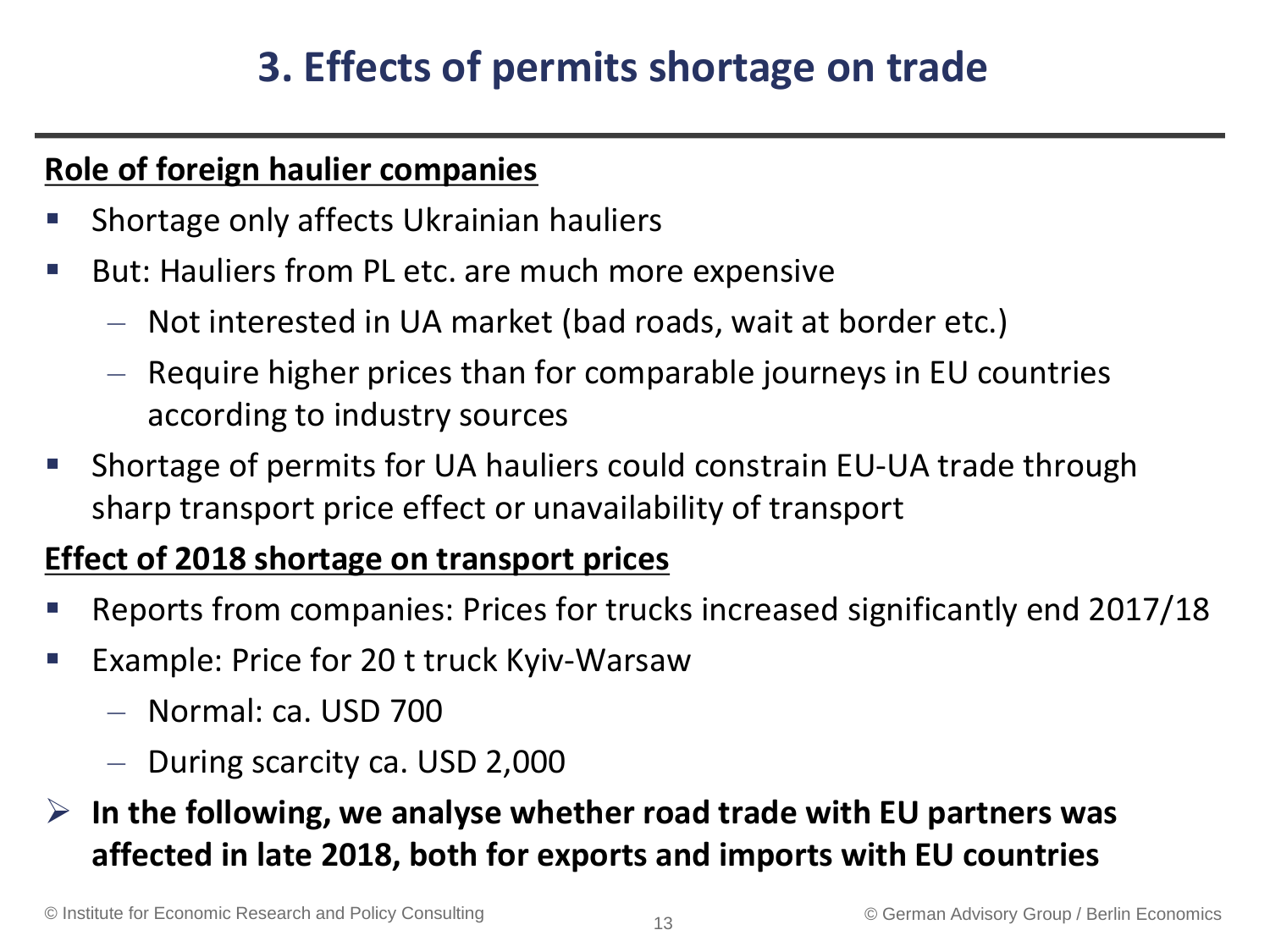# 3. Effects of permits shortage on trade

**Role of foreign haulier companies**

- Shortage only affects Ukrainian hauliers
- But: Hauliers from PL etc. are much more expensive
  - Not interested in UA market (bad roads, wait at border etc.)
  - Require higher prices than for comparable journeys in EU countries according to industry sources
- Shortage of permits for UA hauliers could constrain EU-UA trade through sharp transport price effect or unavailability of transport

**Effect of 2018 shortage on transport prices**

- Reports from companies: Prices for trucks increased significantly end 2017/18
- Example: Price for 20 t truck Kyiv-Warsaw
  - Normal: ca. USD 700
  - During scarcity ca. USD 2,000

➢ **In the following, we analyse whether road trade with EU partners was affected in late 2018, both for exports and imports with EU countries**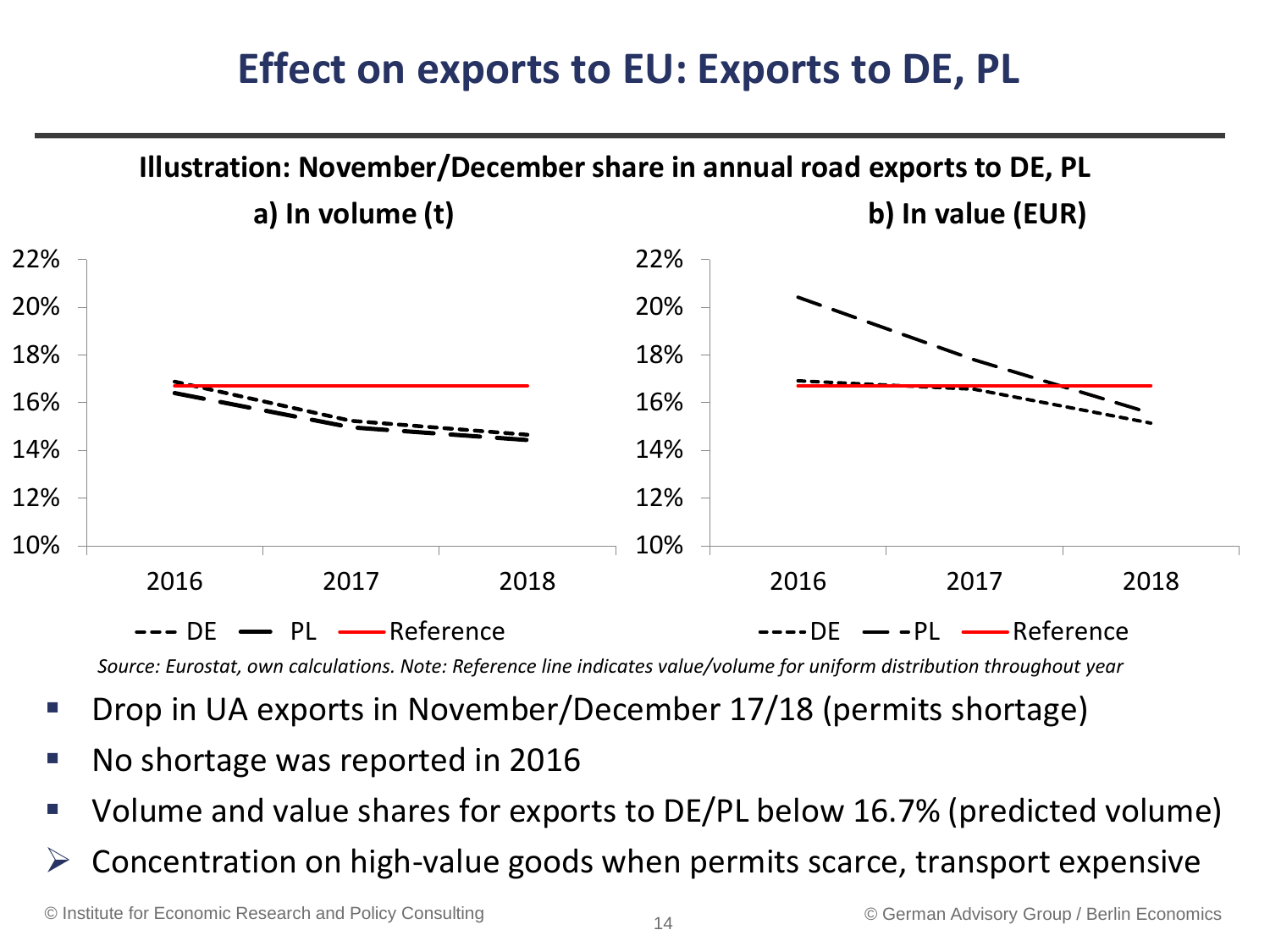# Effect on exports to EU: Exports to DE, PL

**Illustration: November/December share in annual road exports to DE, PL**

**a) In volume (t)**

**b) In value (EUR)**

*Source: Eurostat, own calculations. Note: Reference line indicates value/volume for uniform distribution throughout year*

- Drop in UA exports in November/December 17/18 (permits shortage)
- No shortage was reported in 2016
- Volume and value shares for exports to DE/PL below 16.7% (predicted volume)
- ➢ Concentration on high-value goods when permits scarce, transport expensive

© Institute for Economic Research and Policy Consulting

© German Advisory Group / Berlin Economics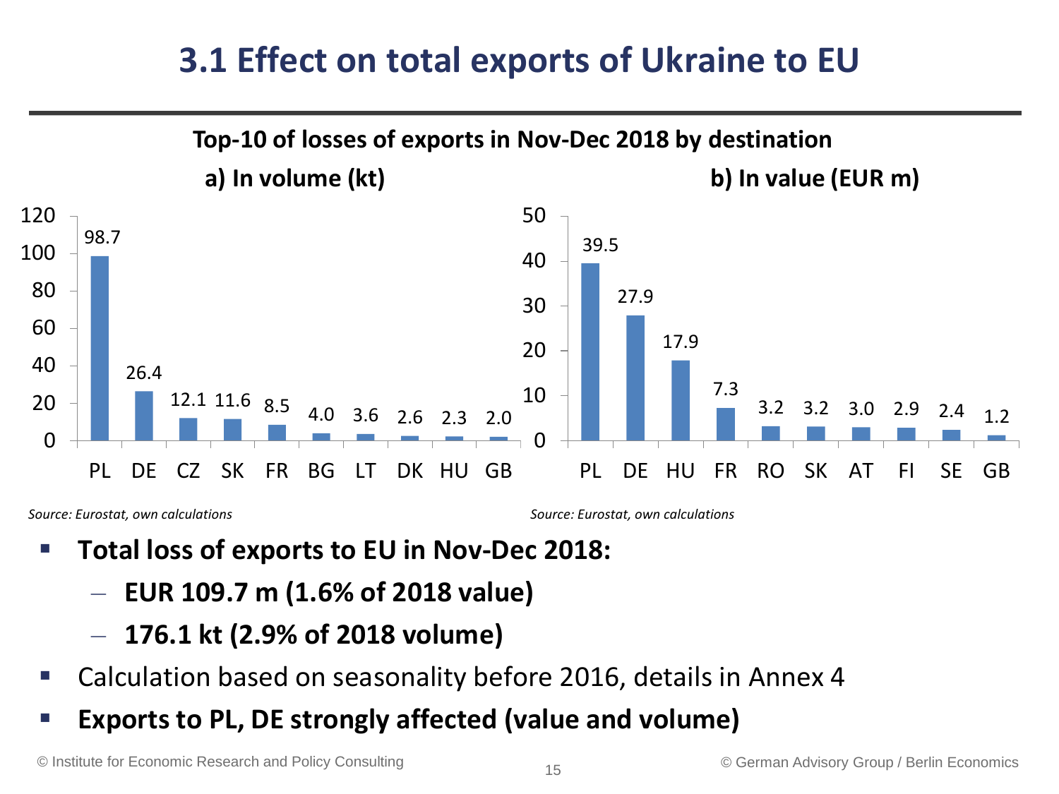# 3.1 Effect on total exports of Ukraine to EU

**Top-10 of losses of exports in Nov-Dec 2018 by destination**

**a) In volume (kt)**

| Country | Volume (kt) |
|---|---|
| PL | 98.7 |
| DE | 26.4 |
| CZ | 12.1 |
| SK | 11.6 |
| FR | 8.5 |
| BG | 4.0 |
| LT | 3.6 |
| DK | 2.6 |
| HU | 2.3 |
| GB | 2.0 |

*Source: Eurostat, own calculations*

**b) In value (EUR m)**

| Country | Value (EUR m) |
|---|---|
| PL | 39.5 |
| DE | 27.9 |
| HU | 17.9 |
| FR | 7.3 |
| RO | 3.2 |
| SK | 3.2 |
| AT | 3.0 |
| FI | 2.9 |
| SE | 2.4 |
| GB | 1.2 |

*Source: Eurostat, own calculations*

- **Total loss of exports to EU in Nov-Dec 2018:**
  - **EUR 109.7 m (1.6% of 2018 value)**
  - **176.1 kt (2.9% of 2018 volume)**
- Calculation based on seasonality before 2016, details in Annex 4
- **Exports to PL, DE strongly affected (value and volume)**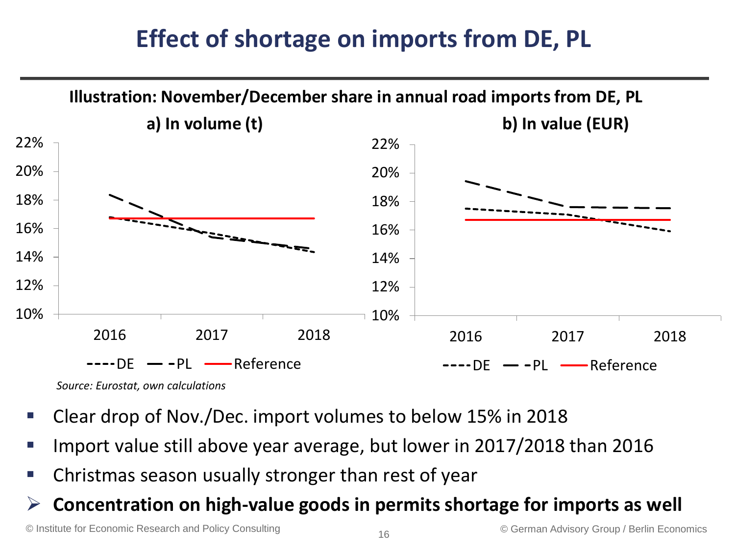# Effect of shortage on imports from DE, PL

**Illustration: November/December share in annual road imports from DE, PL**

**a) In volume (t)**

**b) In value (EUR)**

*Source: Eurostat, own calculations*

- Clear drop of Nov./Dec. import volumes to below 15% in 2018
- Import value still above year average, but lower in 2017/2018 than 2016
- Christmas season usually stronger than rest of year

➢ **Concentration on high-value goods in permits shortage for imports as well**

© Institute for Economic Research and Policy Consulting

© German Advisory Group / Berlin Economics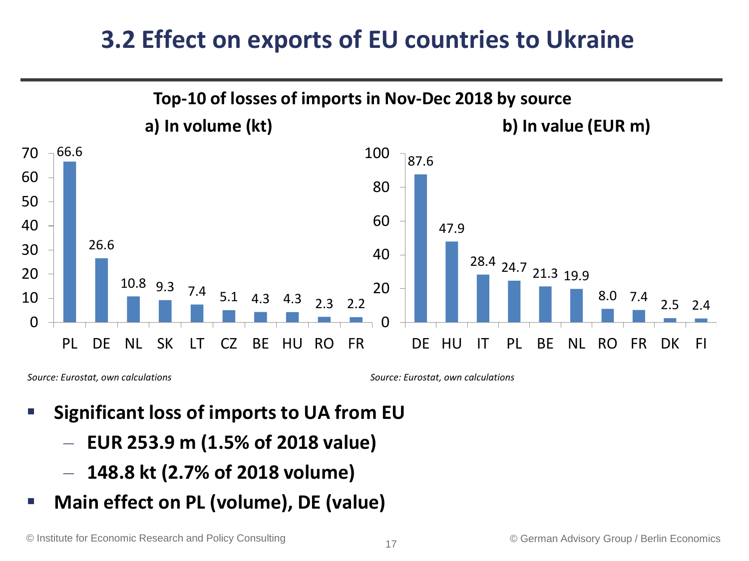# 3.2 Effect on exports of EU countries to Ukraine

**Top-10 of losses of imports in Nov-Dec 2018 by source**

**a) In volume (kt)**

| PL | DE | NL | SK | LT | CZ | BE | HU | RO | FR |
|---|---|---|---|---|---|---|---|---|---|
| 66.6 | 26.6 | 10.8 | 9.3 | 7.4 | 5.1 | 4.3 | 4.3 | 2.3 | 2.2 |

*Source: Eurostat, own calculations*

**b) In value (EUR m)**

| DE | HU | IT | PL | BE | NL | RO | FR | DK | FI |
|---|---|---|---|---|---|---|---|---|---|
| 87.6 | 47.9 | 28.4 | 24.7 | 21.3 | 19.9 | 8.0 | 7.4 | 2.5 | 2.4 |

*Source: Eurostat, own calculations*

- **Significant loss of imports to UA from EU**
  - **EUR 253.9 m (1.5% of 2018 value)**
  - **148.8 kt (2.7% of 2018 volume)**
- **Main effect on PL (volume), DE (value)**

© Institute for Economic Research and Policy Consulting

© German Advisory Group / Berlin Economics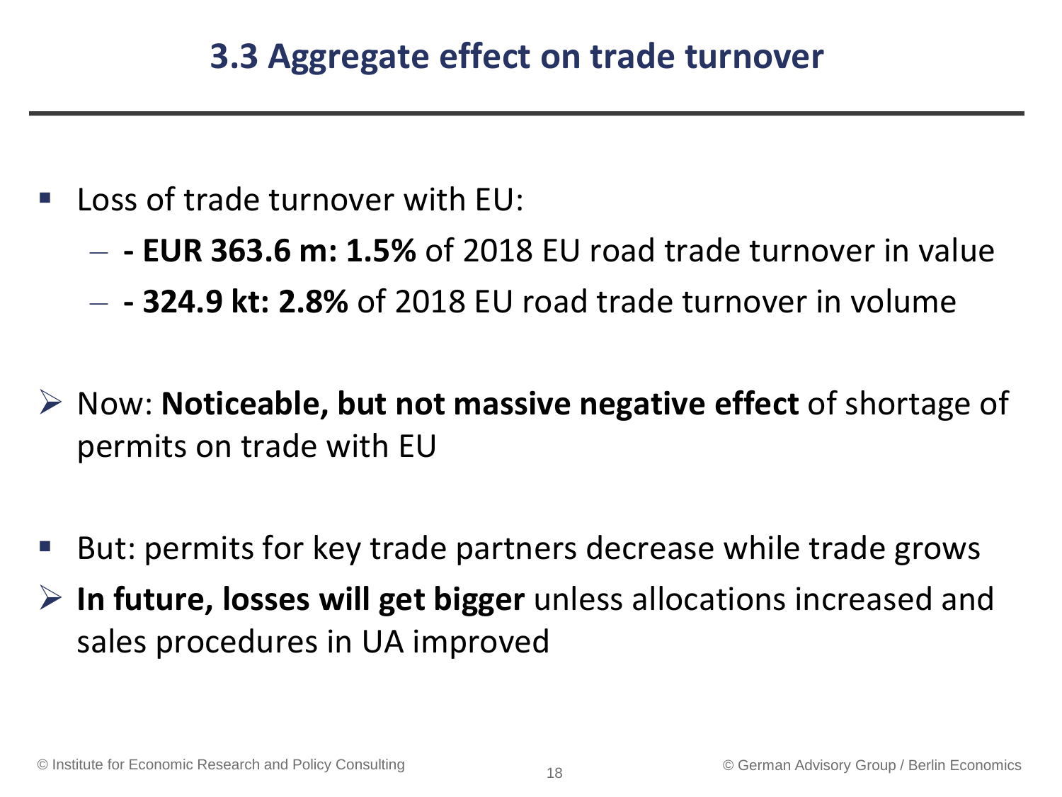## 3.3 Aggregate effect on trade turnover

- Loss of trade turnover with EU:
  - **- EUR 363.6 m: 1.5%** of 2018 EU road trade turnover in value
  - **- 324.9 kt: 2.8%** of 2018 EU road trade turnover in volume

➢ Now: **Noticeable, but not massive negative effect** of shortage of permits on trade with EU

- But: permits for key trade partners decrease while trade grows

➢ **In future, losses will get bigger** unless allocations increased and sales procedures in UA improved

© Institute for Economic Research and Policy Consulting

© German Advisory Group / Berlin Economics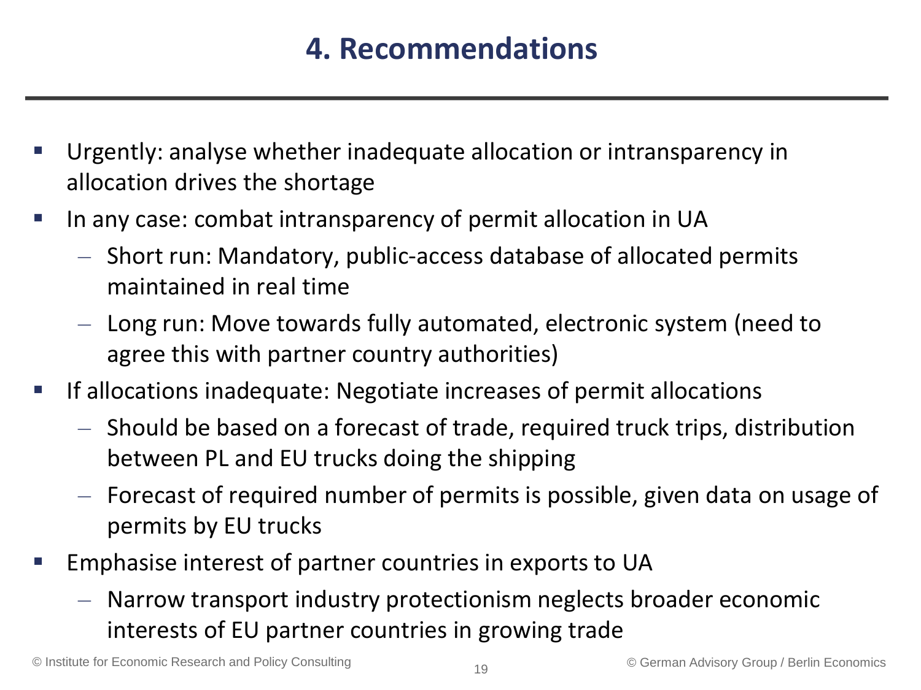# 4. Recommendations

- Urgently: analyse whether inadequate allocation or intransparency in allocation drives the shortage
- In any case: combat intransparency of permit allocation in UA
  - Short run: Mandatory, public-access database of allocated permits maintained in real time
  - Long run: Move towards fully automated, electronic system (need to agree this with partner country authorities)
- If allocations inadequate: Negotiate increases of permit allocations
  - Should be based on a forecast of trade, required truck trips, distribution between PL and EU trucks doing the shipping
  - Forecast of required number of permits is possible, given data on usage of permits by EU trucks
- Emphasise interest of partner countries in exports to UA
  - Narrow transport industry protectionism neglects broader economic interests of EU partner countries in growing trade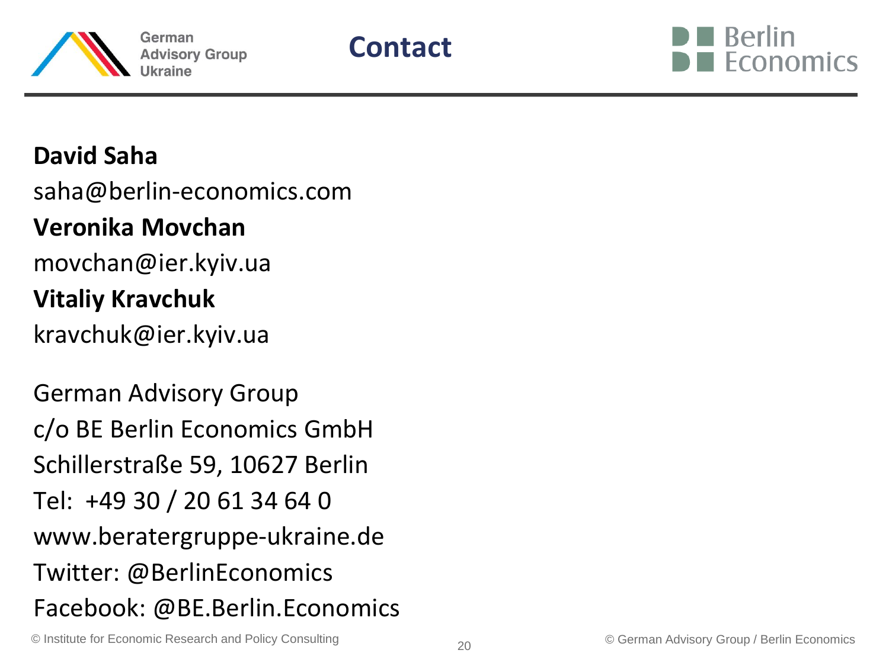# Contact

**David Saha**

saha@berlin-economics.com

**Veronika Movchan**

movchan@ier.kyiv.ua

**Vitaliy Kravchuk**

kravchuk@ier.kyiv.ua

German Advisory Group
c/o BE Berlin Economics GmbH
Schillerstraße 59, 10627 Berlin
Tel: +49 30 / 20 61 34 64 0
www.beratergruppe-ukraine.de
Twitter: @BerlinEconomics
Facebook: @BE.Berlin.Economics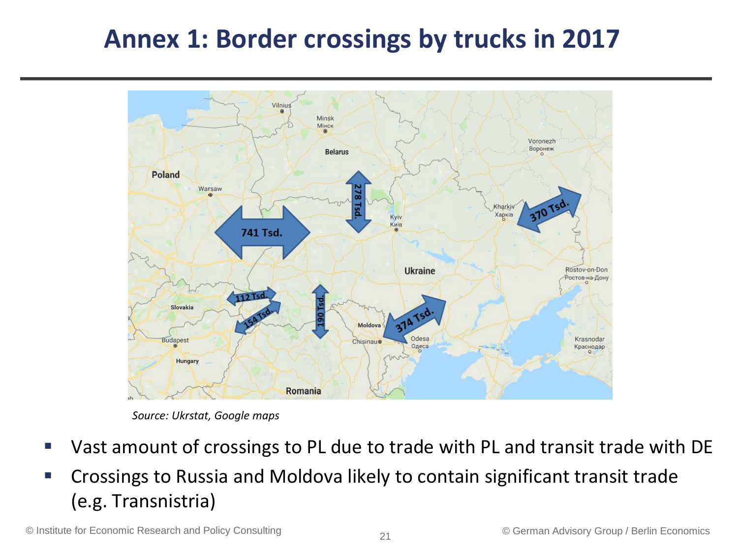# Annex 1: Border crossings by trucks in 2017

*Source: Ukrstat, Google maps*

- Vast amount of crossings to PL due to trade with PL and transit trade with DE
- Crossings to Russia and Moldova likely to contain significant transit trade (e.g. Transnistria)

© Institute for Economic Research and Policy Consulting

© German Advisory Group / Berlin Economics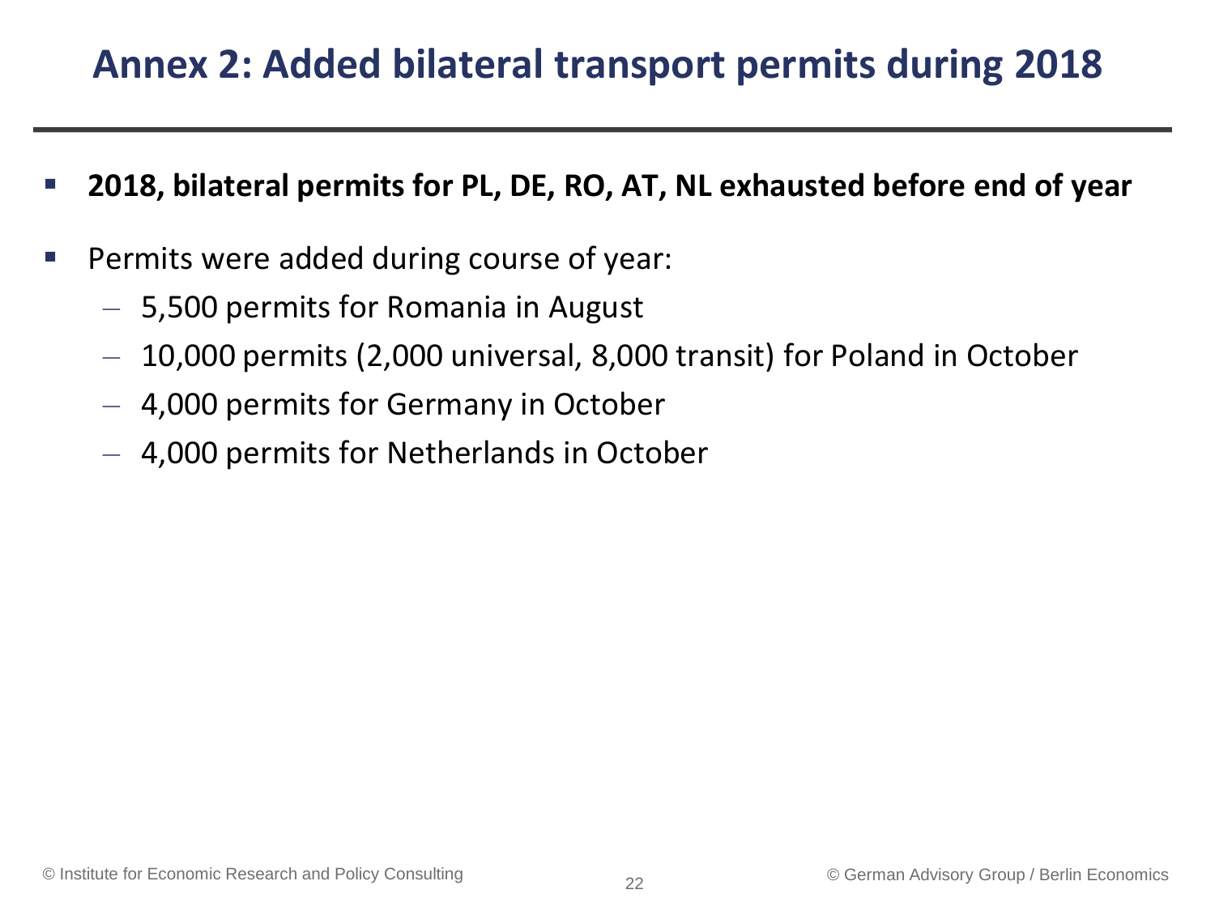# Annex 2: Added bilateral transport permits during 2018

- **2018, bilateral permits for PL, DE, RO, AT, NL exhausted before end of year**
- Permits were added during course of year:
  - 5,500 permits for Romania in August
  - 10,000 permits (2,000 universal, 8,000 transit) for Poland in October
  - 4,000 permits for Germany in October
  - 4,000 permits for Netherlands in October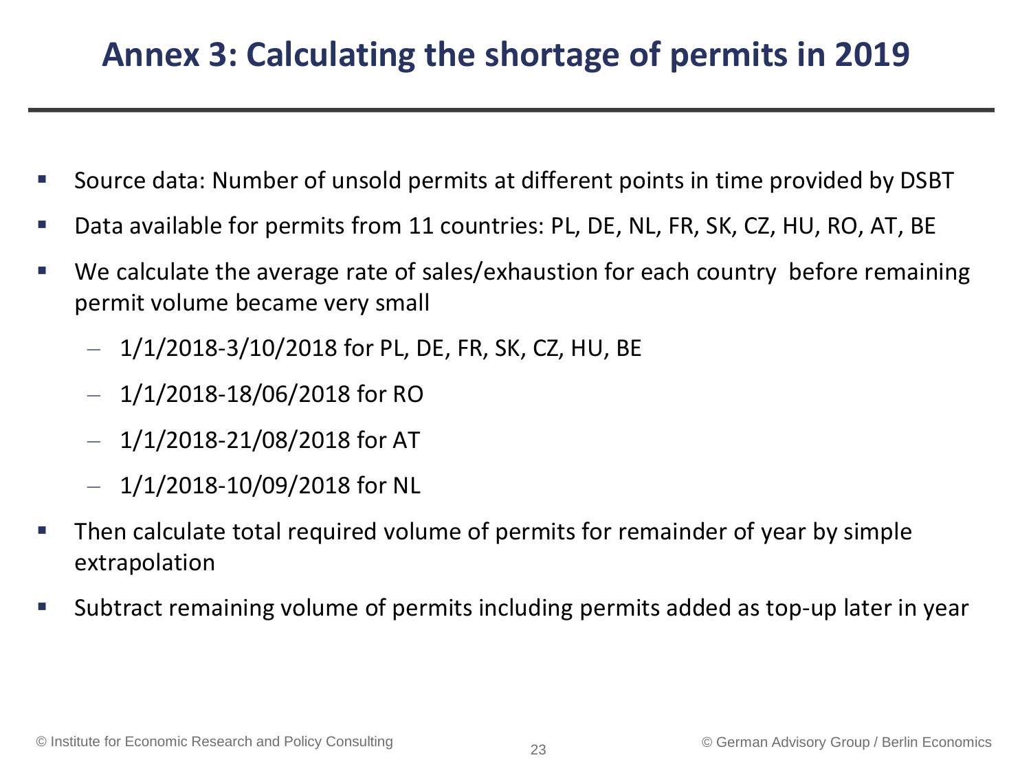# Annex 3: Calculating the shortage of permits in 2019

- Source data: Number of unsold permits at different points in time provided by DSBT
- Data available for permits from 11 countries: PL, DE, NL, FR, SK, CZ, HU, RO, AT, BE
- We calculate the average rate of sales/exhaustion for each country before remaining permit volume became very small
  - 1/1/2018-3/10/2018 for PL, DE, FR, SK, CZ, HU, BE
  - 1/1/2018-18/06/2018 for RO
  - 1/1/2018-21/08/2018 for AT
  - 1/1/2018-10/09/2018 for NL
- Then calculate total required volume of permits for remainder of year by simple extrapolation
- Subtract remaining volume of permits including permits added as top-up later in year

© Institute for Economic Research and Policy Consulting

© German Advisory Group / Berlin Economics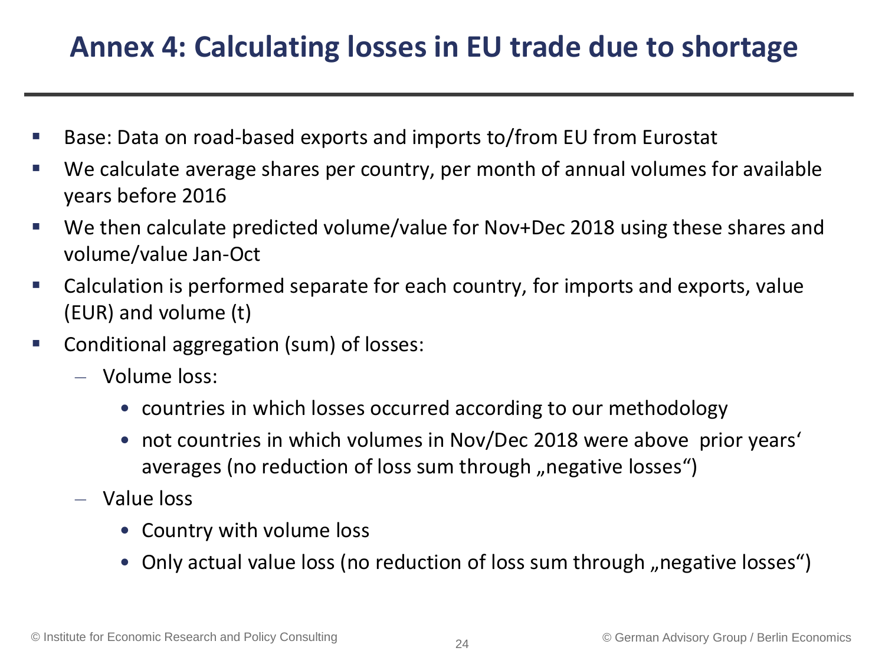# Annex 4: Calculating losses in EU trade due to shortage

- Base: Data on road-based exports and imports to/from EU from Eurostat
- We calculate average shares per country, per month of annual volumes for available years before 2016
- We then calculate predicted volume/value for Nov+Dec 2018 using these shares and volume/value Jan-Oct
- Calculation is performed separate for each country, for imports and exports, value (EUR) and volume (t)
- Conditional aggregation (sum) of losses:
  - Volume loss:
    - countries in which losses occurred according to our methodology
    - not countries in which volumes in Nov/Dec 2018 were above prior years' averages (no reduction of loss sum through „negative losses")
  - Value loss
    - Country with volume loss
    - Only actual value loss (no reduction of loss sum through „negative losses")